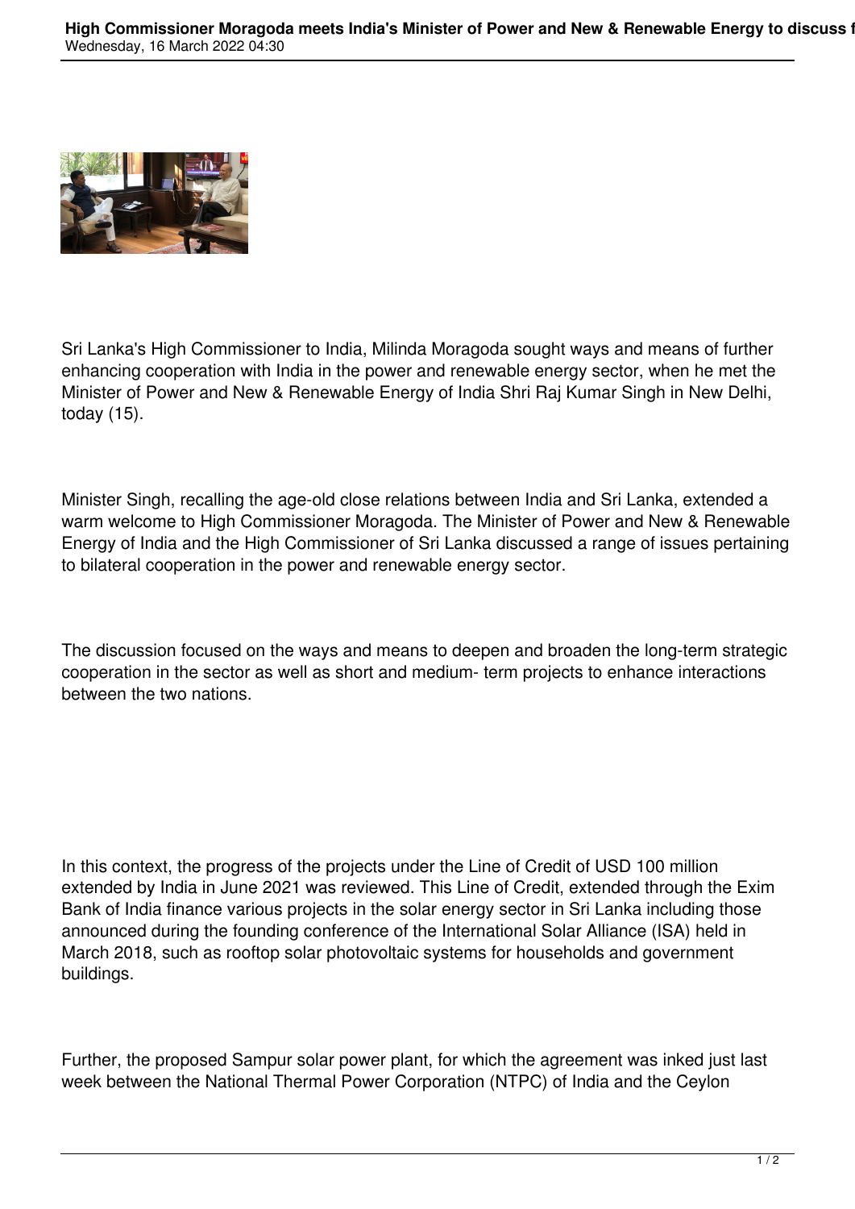Sri Lanka's High Commissioner to India, Milinda Moragoda sought ways and means of further enhancing cooperation with India in the power and renewable energy sector, when he met the Minister of Power and New & Renewable Energy of India Shri Raj Kumar Singh in New Delhi, today (15).

Minister Singh, recalling the age-old close relations between India and Sri Lanka, extended a warm welcome to High Commissioner Moragoda. The Minister of Power and New & Renewable Energy of India and the High Commissioner of Sri Lanka discussed a range of issues pertaining to bilateral cooperation in the power and renewable energy sector.

The discussion focused on the ways and means to deepen and broaden the long-term strategic cooperation in the sector as well as short and medium- term projects to enhance interactions between the two nations.

In this context, the progress of the projects under the Line of Credit of USD 100 million extended by India in June 2021 was reviewed. This Line of Credit, extended through the Exim Bank of India finance various projects in the solar energy sector in Sri Lanka including those announced during the founding conference of the International Solar Alliance (ISA) held in March 2018, such as rooftop solar photovoltaic systems for households and government buildings.

Further, the proposed Sampur solar power plant, for which the agreement was inked just last week between the National Thermal Power Corporation (NTPC) of India and the Ceylon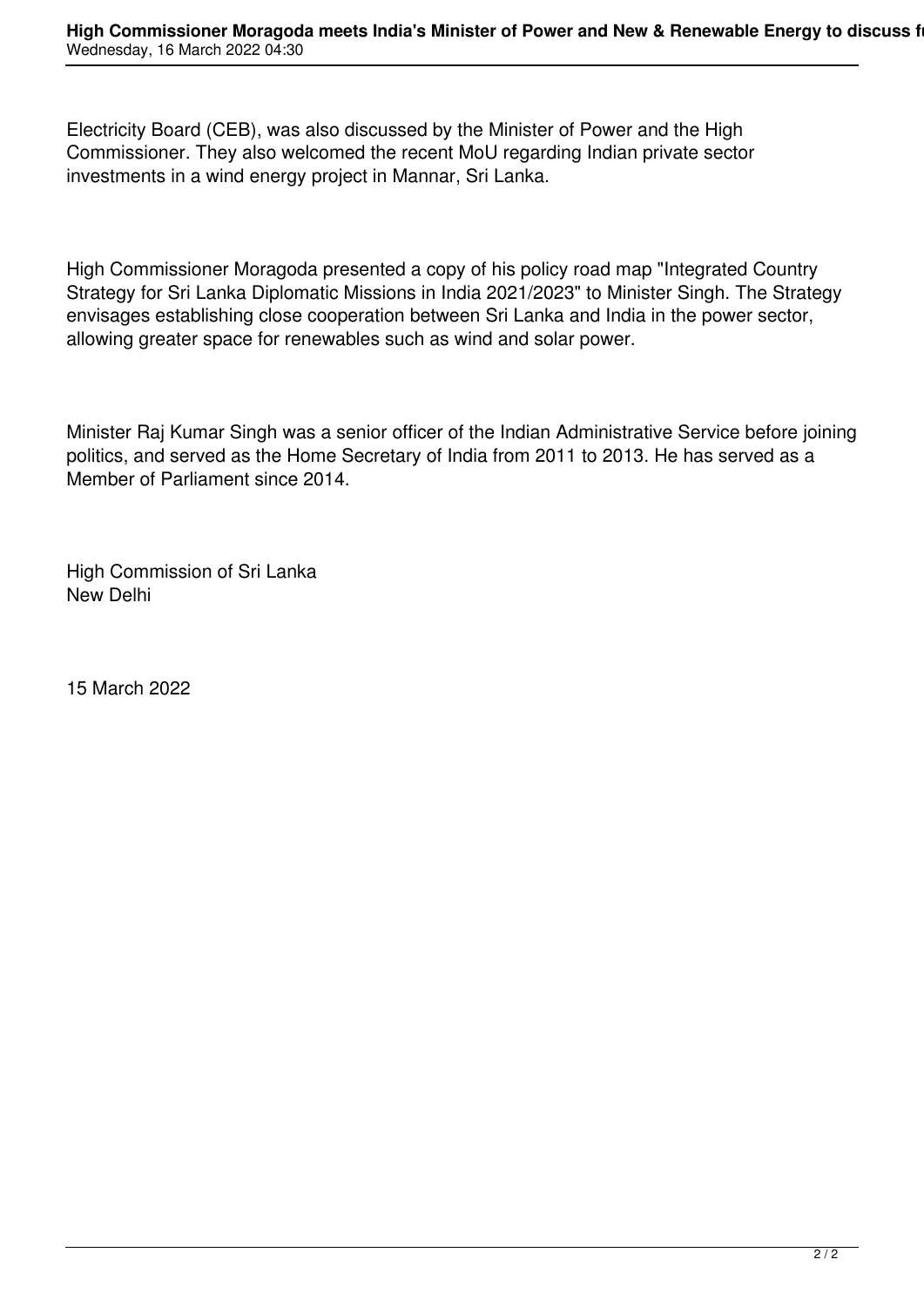Electricity Board (CEB), was also discussed by the Minister of Power and the High Commissioner. They also welcomed the recent MoU regarding Indian private sector investments in a wind energy project in Mannar, Sri Lanka.

High Commissioner Moragoda presented a copy of his policy road map "Integrated Country Strategy for Sri Lanka Diplomatic Missions in India 2021/2023" to Minister Singh. The Strategy envisages establishing close cooperation between Sri Lanka and India in the power sector, allowing greater space for renewables such as wind and solar power.

Minister Raj Kumar Singh was a senior officer of the Indian Administrative Service before joining politics, and served as the Home Secretary of India from 2011 to 2013. He has served as a Member of Parliament since 2014.

High Commission of Sri Lanka
New Delhi

15 March 2022